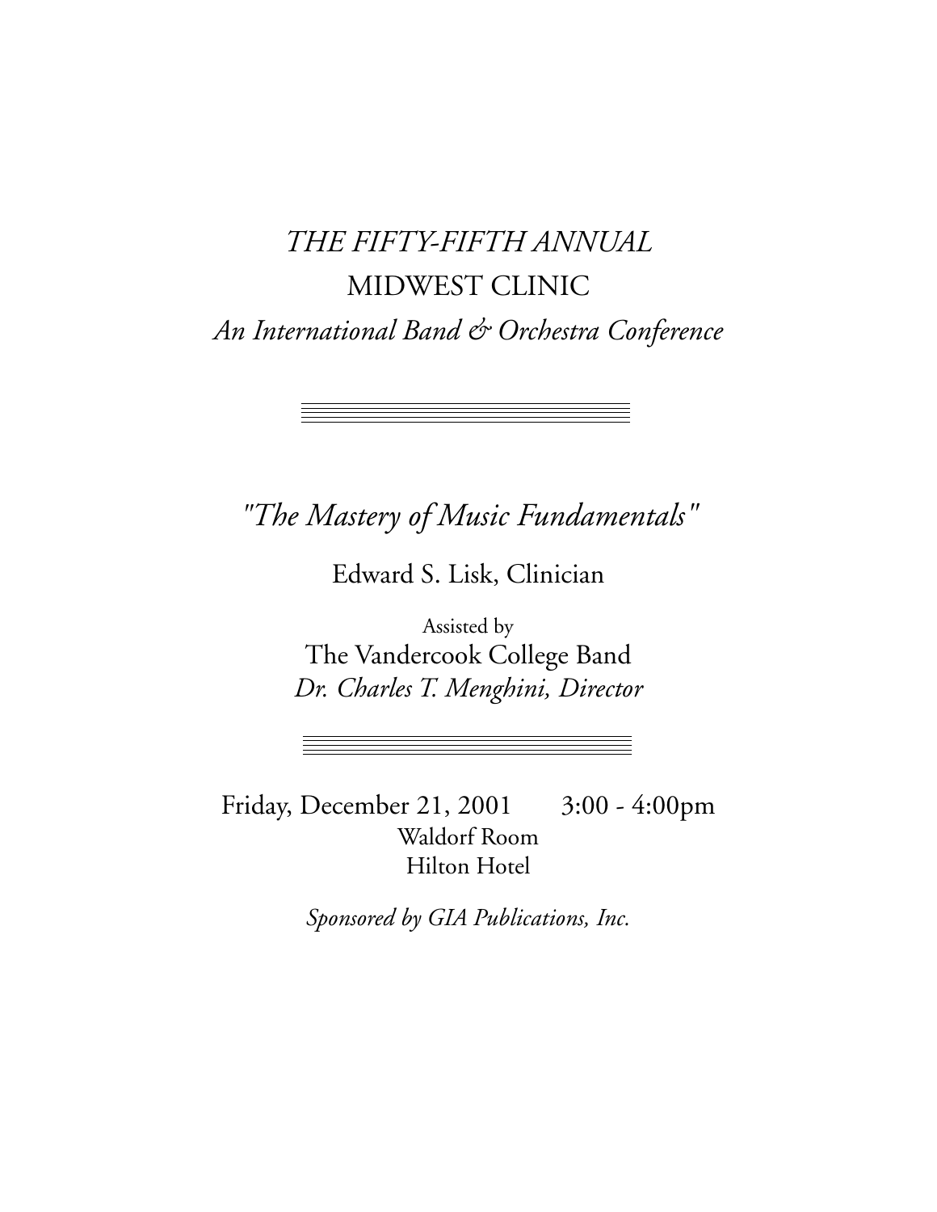# *THE FIFTY-FIFTH ANNUAL*
# MIDWEST CLINIC
## *An International Band & Orchestra Conference*

---

## *"The Mastery of Music Fundamentals"*

Edward S. Lisk, Clinician

Assisted by
The Vandercook College Band
*Dr. Charles T. Menghini, Director*

---

Friday, December 21, 2001 3:00 - 4:00pm
Waldorf Room
Hilton Hotel

*Sponsored by GIA Publications, Inc.*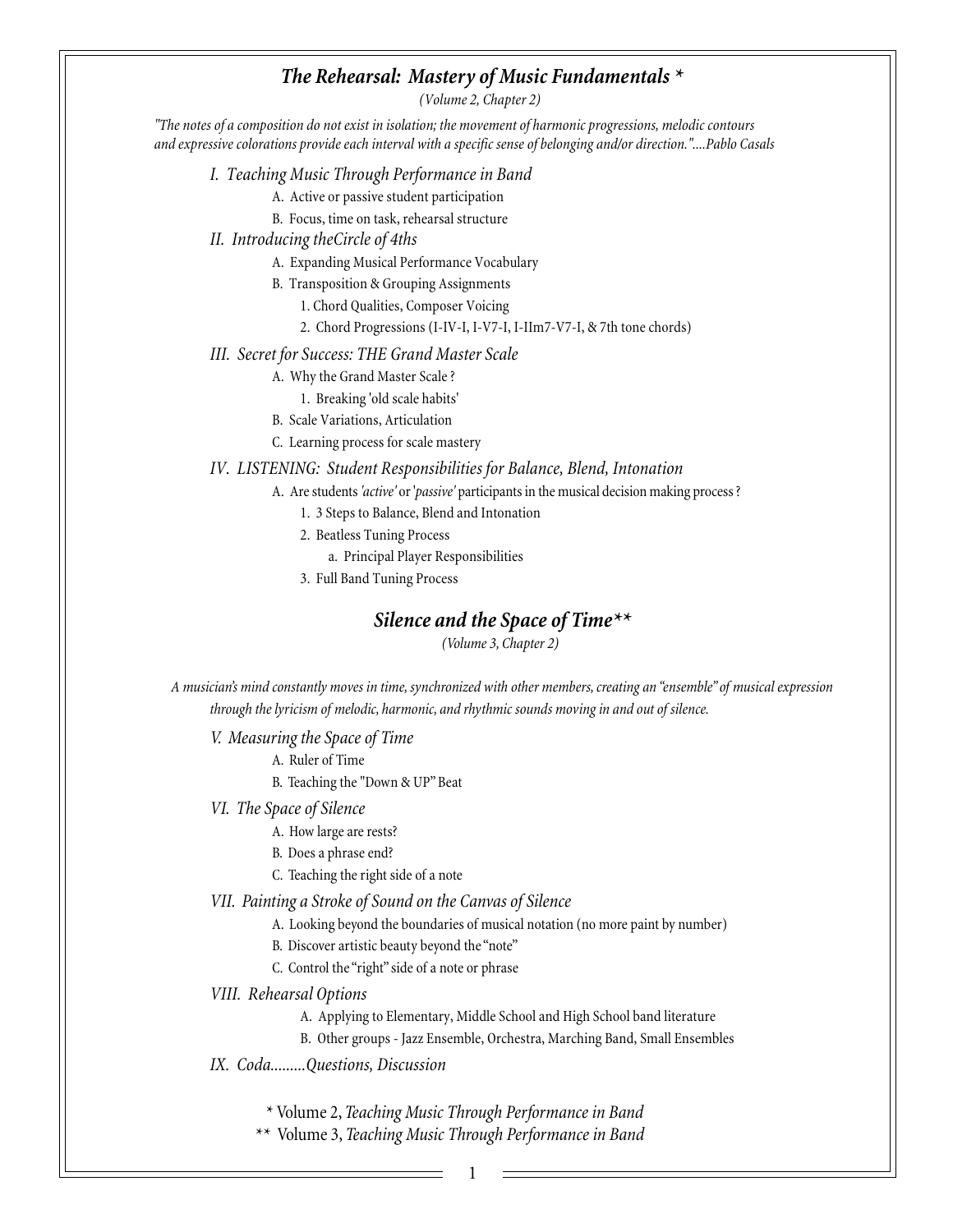## *The Rehearsal: Mastery of Music Fundamentals* *

*(Volume 2, Chapter 2)*

*"The notes of a composition do not exist in isolation; the movement of harmonic progressions, melodic contours and expressive colorations provide each interval with a specific sense of belonging and/or direction."....Pablo Casals*

### *I. Teaching Music Through Performance in Band*

- A. Active or passive student participation
- B. Focus, time on task, rehearsal structure

### *II. Introducing theCircle of 4ths*

- A. Expanding Musical Performance Vocabulary
- B. Transposition & Grouping Assignments
    1. Chord Qualities, Composer Voicing
    2. Chord Progressions (I-IV-I, I-V7-I, I-IIm7-V7-I, & 7th tone chords)

### *III. Secret for Success: THE Grand Master Scale*

- A. Why the Grand Master Scale ?
    1. Breaking 'old scale habits'
- B. Scale Variations, Articulation
- C. Learning process for scale mastery

### *IV. LISTENING: Student Responsibilities for Balance, Blend, Intonation*

- A. Are students *'active'* or '*passive'* participants in the musical decision making process ?
    1. 3 Steps to Balance, Blend and Intonation
    2. Beatless Tuning Process
        - a. Principal Player Responsibilities
    3. Full Band Tuning Process

## *Silence and the Space of Time***

*(Volume 3, Chapter 2)*

*A musician's mind constantly moves in time, synchronized with other members, creating an "ensemble" of musical expression through the lyricism of melodic, harmonic, and rhythmic sounds moving in and out of silence.*

### *V. Measuring the Space of Time*

- A. Ruler of Time
- B. Teaching the "Down & UP" Beat

### *VI. The Space of Silence*

- A. How large are rests?
- B. Does a phrase end?
- C. Teaching the right side of a note

### *VII. Painting a Stroke of Sound on the Canvas of Silence*

- A. Looking beyond the boundaries of musical notation (no more paint by number)
- B. Discover artistic beauty beyond the "note"
- C. Control the "right" side of a note or phrase

### *VIII. Rehearsal Options*

- A. Applying to Elementary, Middle School and High School band literature
- B. Other groups - Jazz Ensemble, Orchestra, Marching Band, Small Ensembles

### *IX. Coda.........Questions, Discussion*

\* Volume 2, *Teaching Music Through Performance in Band*

\*\* Volume 3, *Teaching Music Through Performance in Band*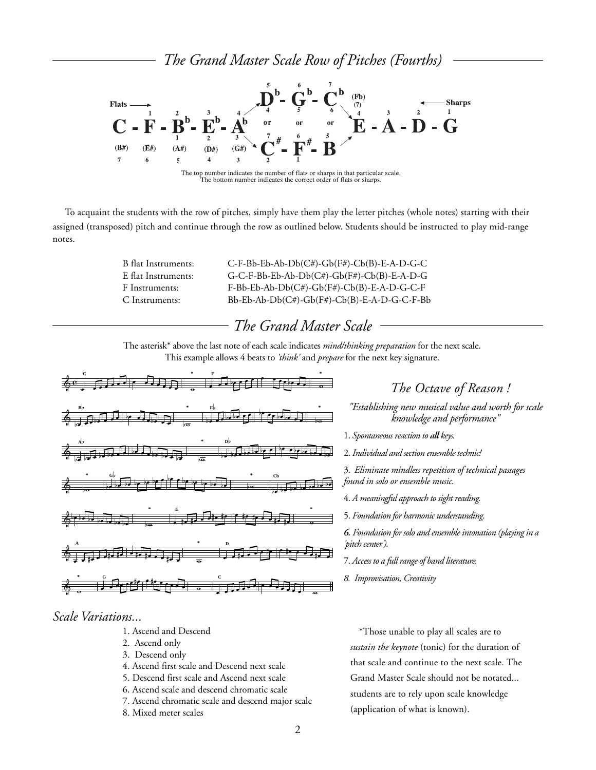## The Grand Master Scale Row of Pitches (Fourths)

The top number indicates the number of flats or sharps in that particular scale.
The bottom number indicates the correct order of flats or sharps.

To acquaint the students with the row of pitches, simply have them play the letter pitches (whole notes) starting with their assigned (transposed) pitch and continue through the row as outlined below. Students should be instructed to play mid-range notes.

| | |
|---|---|
| B flat Instruments: | C-F-Bb-Eb-Ab-Db(C#)-Gb(F#)-Cb(B)-E-A-D-G-C |
| E flat Instruments: | G-C-F-Bb-Eb-Ab-Db(C#)-Gb(F#)-Cb(B)-E-A-D-G |
| F Instruments: | F-Bb-Eb-Ab-Db(C#)-Gb(F#)-Cb(B)-E-A-D-G-C-F |
| C Instruments: | Bb-Eb-Ab-Db(C#)-Gb(F#)-Cb(B)-E-A-D-G-C-F-Bb |

## The Grand Master Scale

The asterisk* above the last note of each scale indicates *mind/thinking preparation* for the next scale.
This example allows 4 beats to *'think'* and *prepare* for the next key signature.

### *The Octave of Reason !*

*"Establishing new musical value and worth for scale knowledge and performance"*

1. *Spontaneous reaction to **all** keys.*
2. *Individual and section ensemble technic!*
3. *Eliminate mindless repetition of technical passages found in solo or ensemble music.*
4. *A meaningful approach to sight reading.*
5. *Foundation for harmonic understanding.*
6. *Foundation for solo and ensemble intonation (playing in a 'pitch center').*
7. *Access to a full range of band literature.*
8. *Improvisation, Creativity*

### *Scale Variations...*

1. Ascend and Descend
2. Ascend only
3. Descend only
4. Ascend first scale and Descend next scale
5. Descend first scale and Ascend next scale
6. Ascend scale and descend chromatic scale
7. Ascend chromatic scale and descend major scale
8. Mixed meter scales

*Those unable to play all scales are to *sustain the keynote* (tonic) for the duration of that scale and continue to the next scale. The Grand Master Scale should not be notated... students are to rely upon scale knowledge (application of what is known).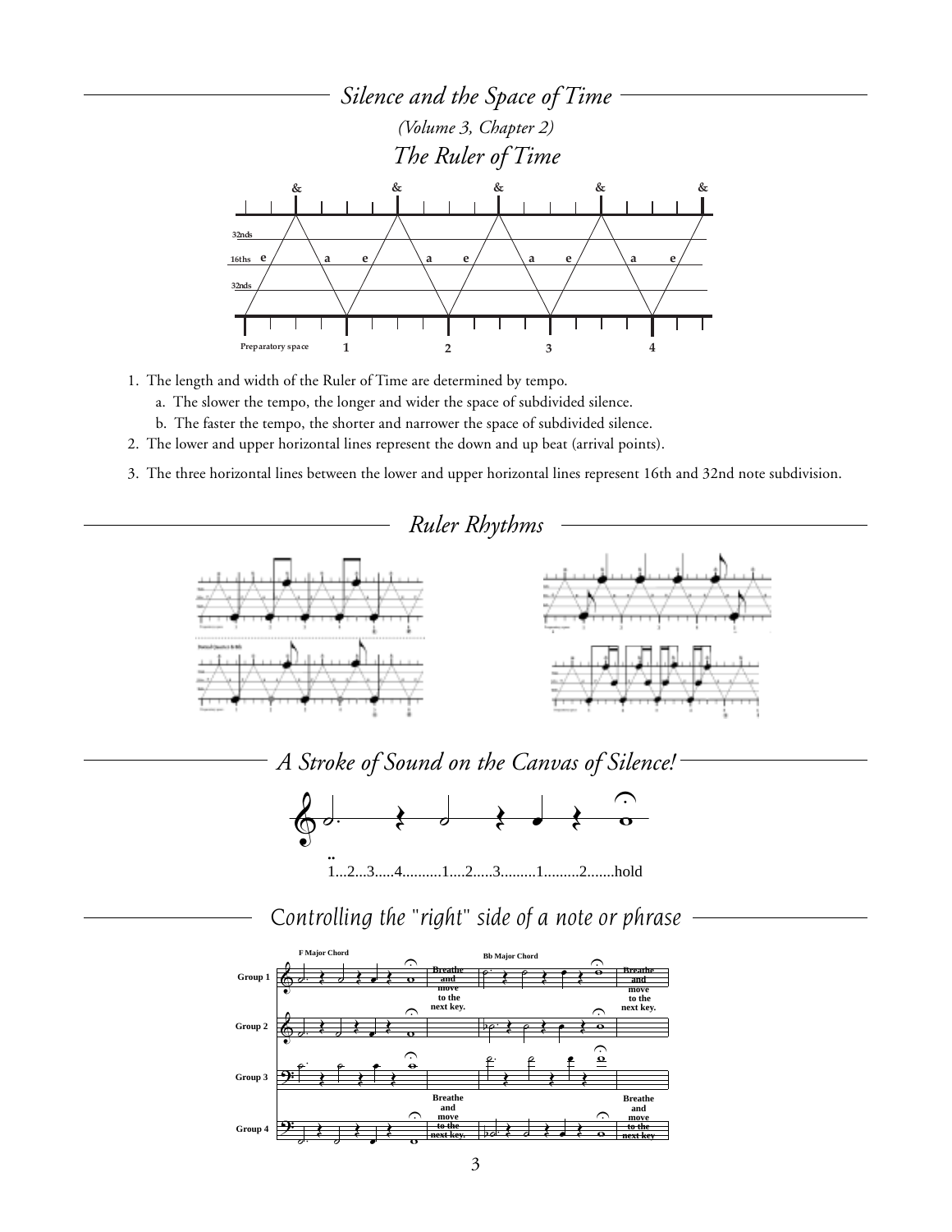## Silence and the Space of Time

*(Volume 3, Chapter 2)*

### The Ruler of Time

1. The length and width of the Ruler of Time are determined by tempo.
   a. The slower the tempo, the longer and wider the space of subdivided silence.
   b. The faster the tempo, the shorter and narrower the space of subdivided silence.
2. The lower and upper horizontal lines represent the down and up beat (arrival points).
3. The three horizontal lines between the lower and upper horizontal lines represent 16th and 32nd note subdivision.

## Ruler Rhythms

## A Stroke of Sound on the Canvas of Silence!

1...2...3.....4..........1....2.....3.........1.........2.......hold

## Controlling the "right" side of a note or phrase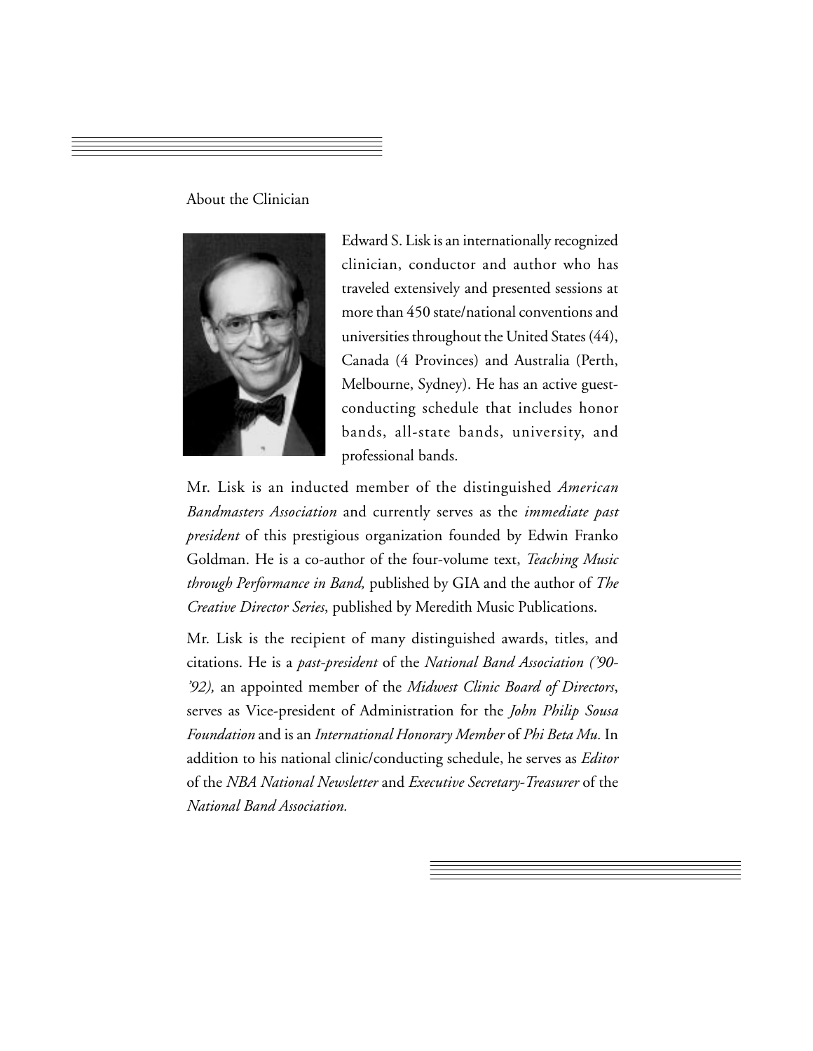## About the Clinician

Edward S. Lisk is an internationally recognized clinician, conductor and author who has traveled extensively and presented sessions at more than 450 state/national conventions and universities throughout the United States (44), Canada (4 Provinces) and Australia (Perth, Melbourne, Sydney). He has an active guest-conducting schedule that includes honor bands, all-state bands, university, and professional bands.

Mr. Lisk is an inducted member of the distinguished *American Bandmasters Association* and currently serves as the *immediate past president* of this prestigious organization founded by Edwin Franko Goldman. He is a co-author of the four-volume text, *Teaching Music through Performance in Band,* published by GIA and the author of *The Creative Director Series*, published by Meredith Music Publications.

Mr. Lisk is the recipient of many distinguished awards, titles, and citations. He is a *past-president* of the *National Band Association ('90-'92),* an appointed member of the *Midwest Clinic Board of Directors*, serves as Vice-president of Administration for the *John Philip Sousa Foundation* and is an *International Honorary Member* of *Phi Beta Mu.* In addition to his national clinic/conducting schedule, he serves as *Editor* of the *NBA National Newsletter* and *Executive Secretary-Treasurer* of the *National Band Association.*